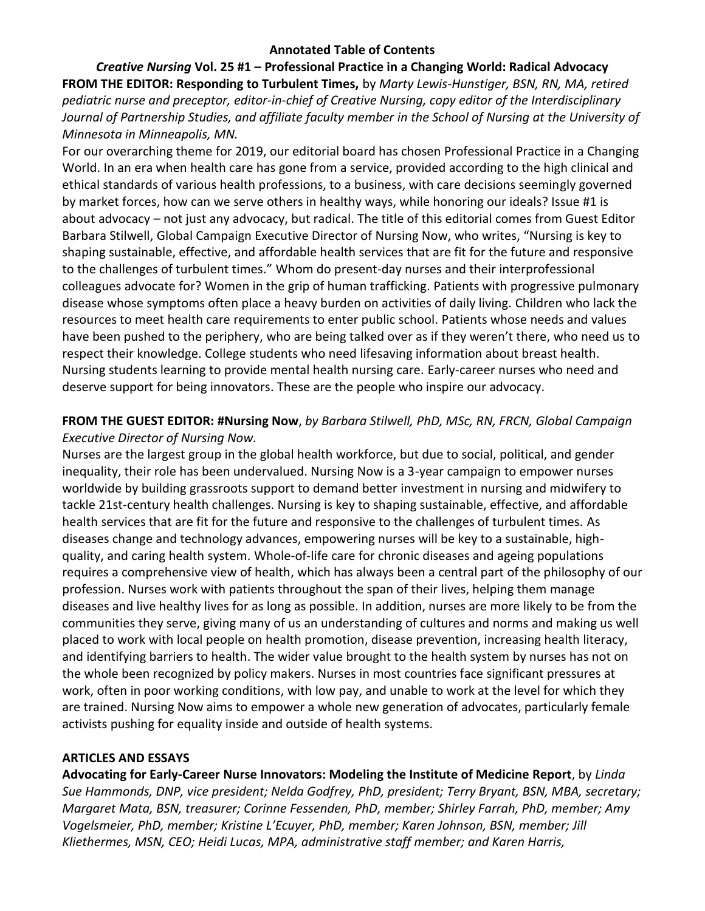**Annotated Table of Contents**

***Creative Nursing* Vol. 25 #1 – Professional Practice in a Changing World: Radical Advocacy**

**FROM THE EDITOR: Responding to Turbulent Times,** by *Marty Lewis-Hunstiger, BSN, RN, MA, retired pediatric nurse and preceptor, editor-in-chief of Creative Nursing, copy editor of the Interdisciplinary Journal of Partnership Studies, and affiliate faculty member in the School of Nursing at the University of Minnesota in Minneapolis, MN.*

For our overarching theme for 2019, our editorial board has chosen Professional Practice in a Changing World. In an era when health care has gone from a service, provided according to the high clinical and ethical standards of various health professions, to a business, with care decisions seemingly governed by market forces, how can we serve others in healthy ways, while honoring our ideals? Issue #1 is about advocacy – not just any advocacy, but radical. The title of this editorial comes from Guest Editor Barbara Stilwell, Global Campaign Executive Director of Nursing Now, who writes, "Nursing is key to shaping sustainable, effective, and affordable health services that are fit for the future and responsive to the challenges of turbulent times." Whom do present-day nurses and their interprofessional colleagues advocate for? Women in the grip of human trafficking. Patients with progressive pulmonary disease whose symptoms often place a heavy burden on activities of daily living. Children who lack the resources to meet health care requirements to enter public school. Patients whose needs and values have been pushed to the periphery, who are being talked over as if they weren't there, who need us to respect their knowledge. College students who need lifesaving information about breast health. Nursing students learning to provide mental health nursing care. Early-career nurses who need and deserve support for being innovators. These are the people who inspire our advocacy.

**FROM THE GUEST EDITOR: #Nursing Now**, *by Barbara Stilwell, PhD, MSc, RN, FRCN, Global Campaign Executive Director of Nursing Now.*

Nurses are the largest group in the global health workforce, but due to social, political, and gender inequality, their role has been undervalued. Nursing Now is a 3-year campaign to empower nurses worldwide by building grassroots support to demand better investment in nursing and midwifery to tackle 21st-century health challenges. Nursing is key to shaping sustainable, effective, and affordable health services that are fit for the future and responsive to the challenges of turbulent times. As diseases change and technology advances, empowering nurses will be key to a sustainable, high-quality, and caring health system. Whole-of-life care for chronic diseases and ageing populations requires a comprehensive view of health, which has always been a central part of the philosophy of our profession. Nurses work with patients throughout the span of their lives, helping them manage diseases and live healthy lives for as long as possible. In addition, nurses are more likely to be from the communities they serve, giving many of us an understanding of cultures and norms and making us well placed to work with local people on health promotion, disease prevention, increasing health literacy, and identifying barriers to health. The wider value brought to the health system by nurses has not on the whole been recognized by policy makers. Nurses in most countries face significant pressures at work, often in poor working conditions, with low pay, and unable to work at the level for which they are trained. Nursing Now aims to empower a whole new generation of advocates, particularly female activists pushing for equality inside and outside of health systems.

**ARTICLES AND ESSAYS**

**Advocating for Early-Career Nurse Innovators: Modeling the Institute of Medicine Report**, by *Linda Sue Hammonds, DNP, vice president; Nelda Godfrey, PhD, president; Terry Bryant, BSN, MBA, secretary; Margaret Mata, BSN, treasurer; Corinne Fessenden, PhD, member; Shirley Farrah, PhD, member; Amy Vogelsmeier, PhD, member; Kristine L'Ecuyer, PhD, member; Karen Johnson, BSN, member; Jill Kliethermes, MSN, CEO; Heidi Lucas, MPA, administrative staff member; and Karen Harris,*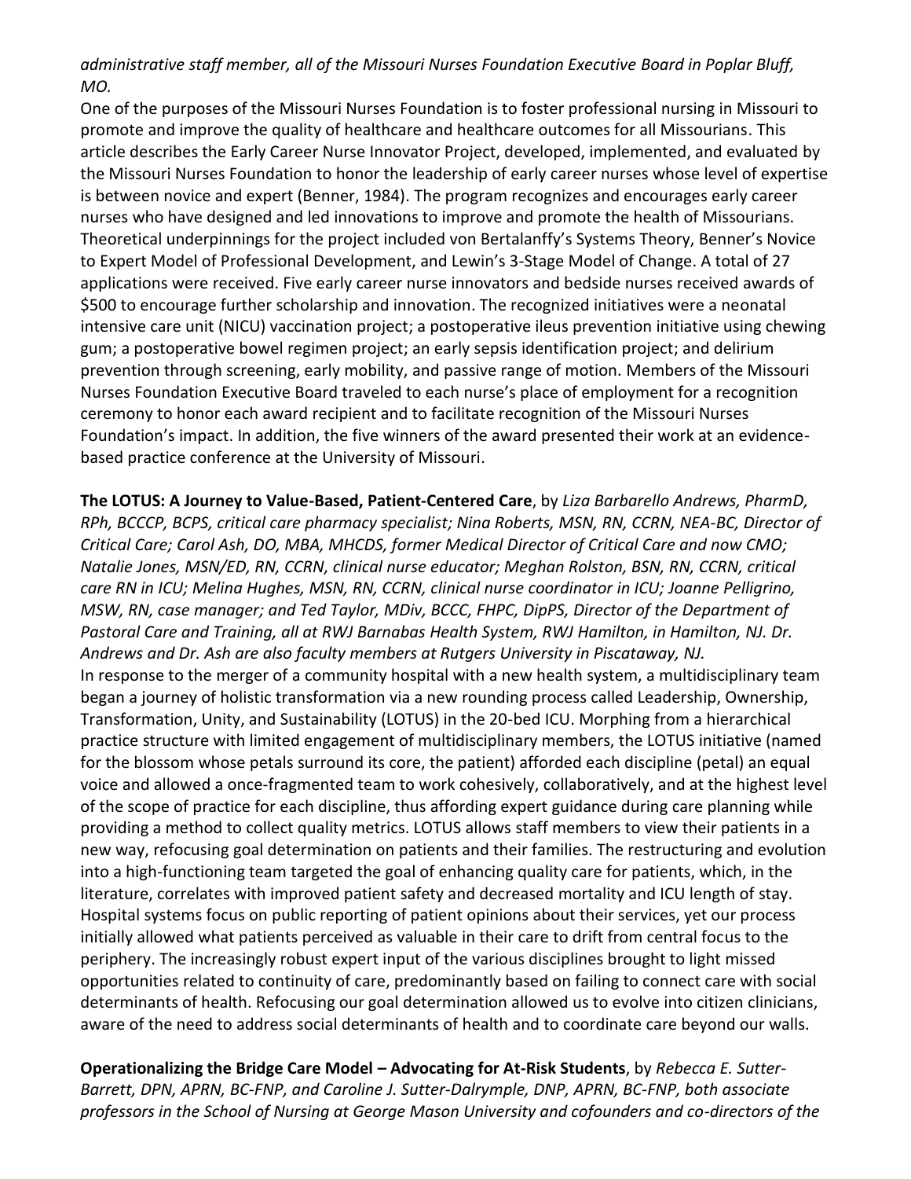*administrative staff member, all of the Missouri Nurses Foundation Executive Board in Poplar Bluff, MO.*

One of the purposes of the Missouri Nurses Foundation is to foster professional nursing in Missouri to promote and improve the quality of healthcare and healthcare outcomes for all Missourians. This article describes the Early Career Nurse Innovator Project, developed, implemented, and evaluated by the Missouri Nurses Foundation to honor the leadership of early career nurses whose level of expertise is between novice and expert (Benner, 1984). The program recognizes and encourages early career nurses who have designed and led innovations to improve and promote the health of Missourians. Theoretical underpinnings for the project included von Bertalanffy's Systems Theory, Benner's Novice to Expert Model of Professional Development, and Lewin's 3-Stage Model of Change. A total of 27 applications were received. Five early career nurse innovators and bedside nurses received awards of $500 to encourage further scholarship and innovation. The recognized initiatives were a neonatal intensive care unit (NICU) vaccination project; a postoperative ileus prevention initiative using chewing gum; a postoperative bowel regimen project; an early sepsis identification project; and delirium prevention through screening, early mobility, and passive range of motion. Members of the Missouri Nurses Foundation Executive Board traveled to each nurse's place of employment for a recognition ceremony to honor each award recipient and to facilitate recognition of the Missouri Nurses Foundation's impact. In addition, the five winners of the award presented their work at an evidence-based practice conference at the University of Missouri.

**The LOTUS: A Journey to Value-Based, Patient-Centered Care**, by *Liza Barbarello Andrews, PharmD, RPh, BCCCP, BCPS, critical care pharmacy specialist; Nina Roberts, MSN, RN, CCRN, NEA-BC, Director of Critical Care; Carol Ash, DO, MBA, MHCDS, former Medical Director of Critical Care and now CMO; Natalie Jones, MSN/ED, RN, CCRN, clinical nurse educator; Meghan Rolston, BSN, RN, CCRN, critical care RN in ICU; Melina Hughes, MSN, RN, CCRN, clinical nurse coordinator in ICU; Joanne Pelligrino, MSW, RN, case manager; and Ted Taylor, MDiv, BCCC, FHPC, DipPS, Director of the Department of Pastoral Care and Training, all at RWJ Barnabas Health System, RWJ Hamilton, in Hamilton, NJ. Dr. Andrews and Dr. Ash are also faculty members at Rutgers University in Piscataway, NJ.*

In response to the merger of a community hospital with a new health system, a multidisciplinary team began a journey of holistic transformation via a new rounding process called Leadership, Ownership, Transformation, Unity, and Sustainability (LOTUS) in the 20-bed ICU. Morphing from a hierarchical practice structure with limited engagement of multidisciplinary members, the LOTUS initiative (named for the blossom whose petals surround its core, the patient) afforded each discipline (petal) an equal voice and allowed a once-fragmented team to work cohesively, collaboratively, and at the highest level of the scope of practice for each discipline, thus affording expert guidance during care planning while providing a method to collect quality metrics. LOTUS allows staff members to view their patients in a new way, refocusing goal determination on patients and their families. The restructuring and evolution into a high-functioning team targeted the goal of enhancing quality care for patients, which, in the literature, correlates with improved patient safety and decreased mortality and ICU length of stay. Hospital systems focus on public reporting of patient opinions about their services, yet our process initially allowed what patients perceived as valuable in their care to drift from central focus to the periphery. The increasingly robust expert input of the various disciplines brought to light missed opportunities related to continuity of care, predominantly based on failing to connect care with social determinants of health. Refocusing our goal determination allowed us to evolve into citizen clinicians, aware of the need to address social determinants of health and to coordinate care beyond our walls.

**Operationalizing the Bridge Care Model – Advocating for At-Risk Students**, by *Rebecca E. Sutter-Barrett, DPN, APRN, BC-FNP, and Caroline J. Sutter-Dalrymple, DNP, APRN, BC-FNP, both associate professors in the School of Nursing at George Mason University and cofounders and co-directors of the*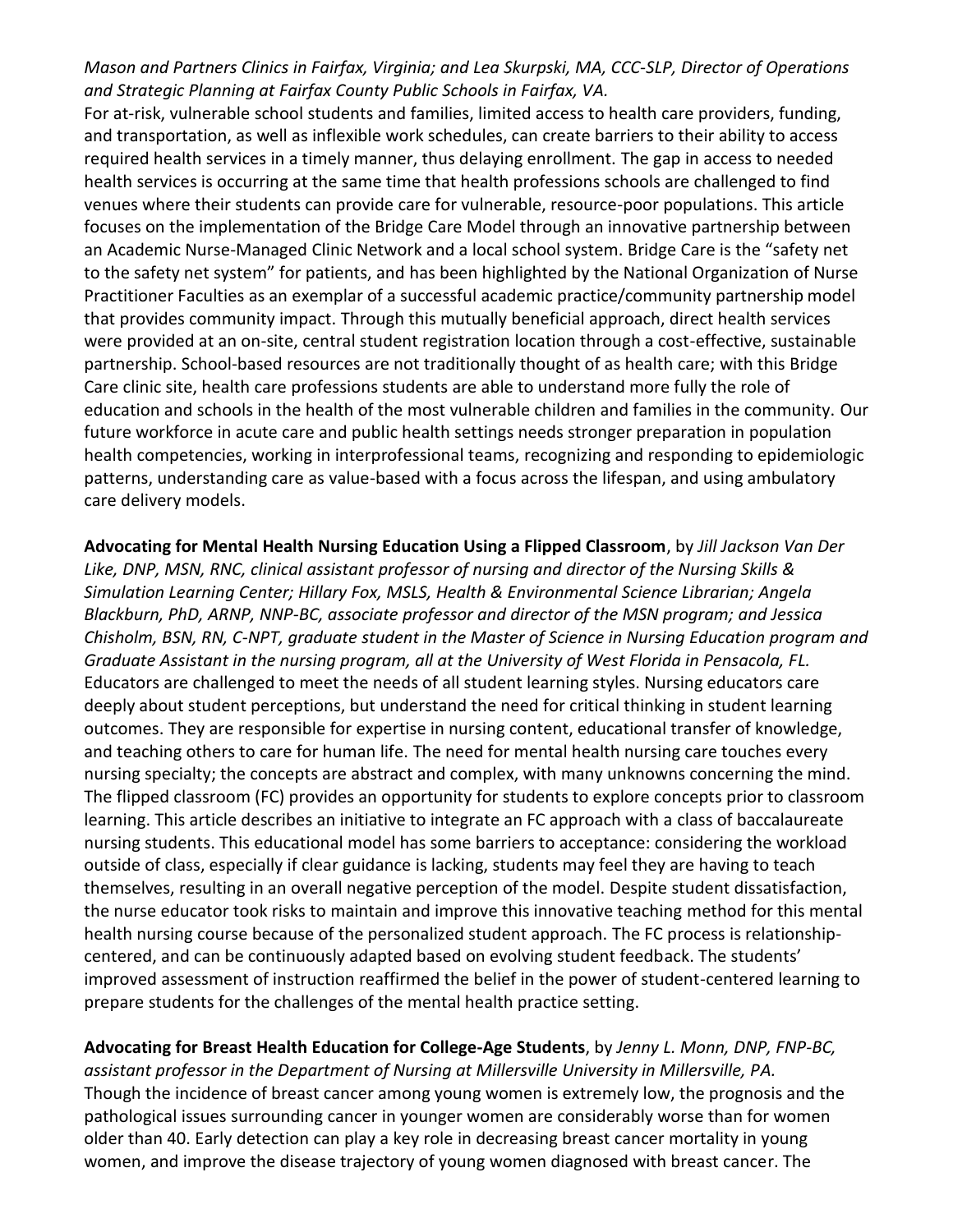*Mason and Partners Clinics in Fairfax, Virginia; and Lea Skurpski, MA, CCC-SLP, Director of Operations and Strategic Planning at Fairfax County Public Schools in Fairfax, VA.*

For at-risk, vulnerable school students and families, limited access to health care providers, funding, and transportation, as well as inflexible work schedules, can create barriers to their ability to access required health services in a timely manner, thus delaying enrollment. The gap in access to needed health services is occurring at the same time that health professions schools are challenged to find venues where their students can provide care for vulnerable, resource-poor populations. This article focuses on the implementation of the Bridge Care Model through an innovative partnership between an Academic Nurse-Managed Clinic Network and a local school system. Bridge Care is the "safety net to the safety net system" for patients, and has been highlighted by the National Organization of Nurse Practitioner Faculties as an exemplar of a successful academic practice/community partnership model that provides community impact. Through this mutually beneficial approach, direct health services were provided at an on-site, central student registration location through a cost-effective, sustainable partnership. School-based resources are not traditionally thought of as health care; with this Bridge Care clinic site, health care professions students are able to understand more fully the role of education and schools in the health of the most vulnerable children and families in the community. Our future workforce in acute care and public health settings needs stronger preparation in population health competencies, working in interprofessional teams, recognizing and responding to epidemiologic patterns, understanding care as value-based with a focus across the lifespan, and using ambulatory care delivery models.

**Advocating for Mental Health Nursing Education Using a Flipped Classroom**, by *Jill Jackson Van Der Like, DNP, MSN, RNC, clinical assistant professor of nursing and director of the Nursing Skills & Simulation Learning Center; Hillary Fox, MSLS, Health & Environmental Science Librarian; Angela Blackburn, PhD, ARNP, NNP-BC, associate professor and director of the MSN program; and Jessica Chisholm, BSN, RN, C-NPT, graduate student in the Master of Science in Nursing Education program and Graduate Assistant in the nursing program, all at the University of West Florida in Pensacola, FL.*

Educators are challenged to meet the needs of all student learning styles. Nursing educators care deeply about student perceptions, but understand the need for critical thinking in student learning outcomes. They are responsible for expertise in nursing content, educational transfer of knowledge, and teaching others to care for human life. The need for mental health nursing care touches every nursing specialty; the concepts are abstract and complex, with many unknowns concerning the mind. The flipped classroom (FC) provides an opportunity for students to explore concepts prior to classroom learning. This article describes an initiative to integrate an FC approach with a class of baccalaureate nursing students. This educational model has some barriers to acceptance: considering the workload outside of class, especially if clear guidance is lacking, students may feel they are having to teach themselves, resulting in an overall negative perception of the model. Despite student dissatisfaction, the nurse educator took risks to maintain and improve this innovative teaching method for this mental health nursing course because of the personalized student approach. The FC process is relationship-centered, and can be continuously adapted based on evolving student feedback. The students' improved assessment of instruction reaffirmed the belief in the power of student-centered learning to prepare students for the challenges of the mental health practice setting.

**Advocating for Breast Health Education for College-Age Students**, by *Jenny L. Monn, DNP, FNP-BC, assistant professor in the Department of Nursing at Millersville University in Millersville, PA.*

Though the incidence of breast cancer among young women is extremely low, the prognosis and the pathological issues surrounding cancer in younger women are considerably worse than for women older than 40. Early detection can play a key role in decreasing breast cancer mortality in young women, and improve the disease trajectory of young women diagnosed with breast cancer. The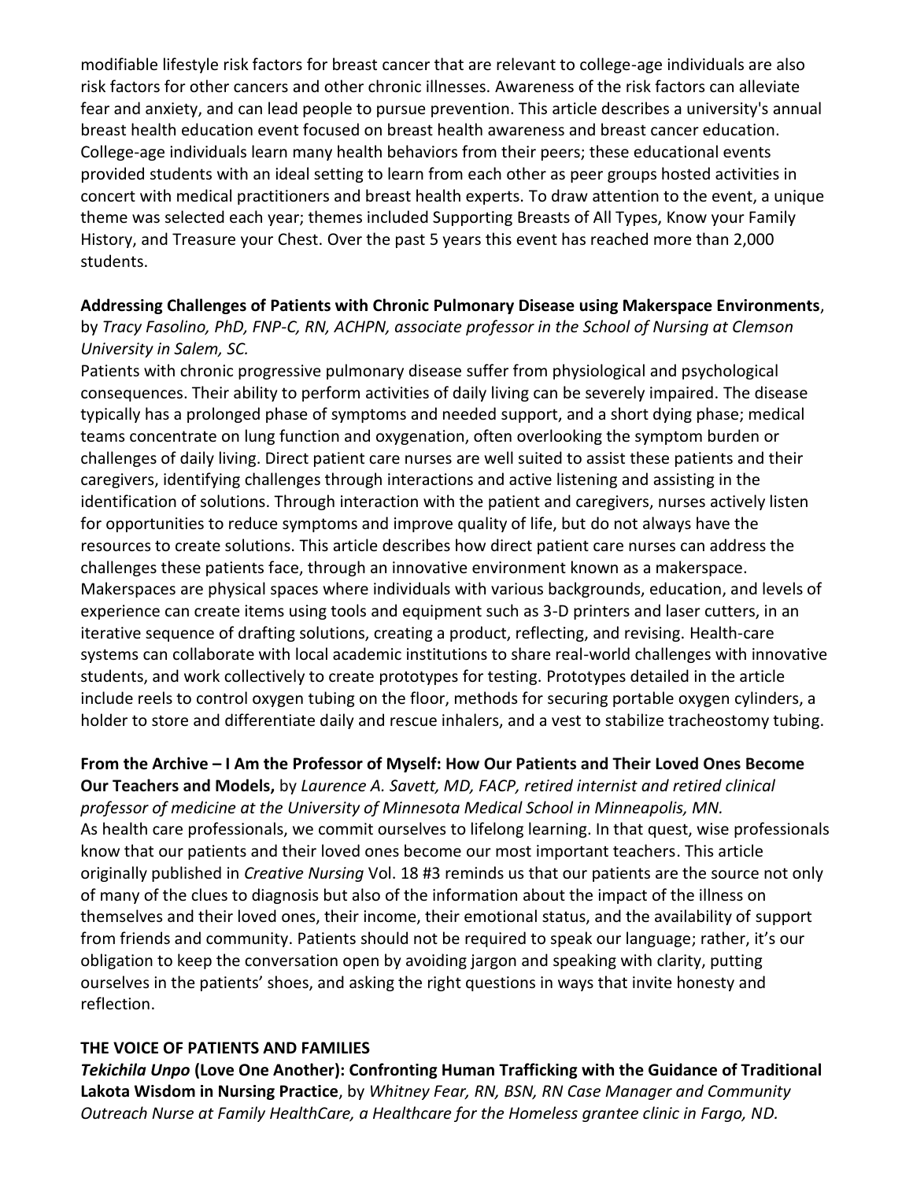modifiable lifestyle risk factors for breast cancer that are relevant to college-age individuals are also risk factors for other cancers and other chronic illnesses. Awareness of the risk factors can alleviate fear and anxiety, and can lead people to pursue prevention. This article describes a university's annual breast health education event focused on breast health awareness and breast cancer education. College-age individuals learn many health behaviors from their peers; these educational events provided students with an ideal setting to learn from each other as peer groups hosted activities in concert with medical practitioners and breast health experts. To draw attention to the event, a unique theme was selected each year; themes included Supporting Breasts of All Types, Know your Family History, and Treasure your Chest. Over the past 5 years this event has reached more than 2,000 students.

**Addressing Challenges of Patients with Chronic Pulmonary Disease using Makerspace Environments**, by *Tracy Fasolino, PhD, FNP-C, RN, ACHPN, associate professor in the School of Nursing at Clemson University in Salem, SC.*

Patients with chronic progressive pulmonary disease suffer from physiological and psychological consequences. Their ability to perform activities of daily living can be severely impaired. The disease typically has a prolonged phase of symptoms and needed support, and a short dying phase; medical teams concentrate on lung function and oxygenation, often overlooking the symptom burden or challenges of daily living. Direct patient care nurses are well suited to assist these patients and their caregivers, identifying challenges through interactions and active listening and assisting in the identification of solutions. Through interaction with the patient and caregivers, nurses actively listen for opportunities to reduce symptoms and improve quality of life, but do not always have the resources to create solutions. This article describes how direct patient care nurses can address the challenges these patients face, through an innovative environment known as a makerspace. Makerspaces are physical spaces where individuals with various backgrounds, education, and levels of experience can create items using tools and equipment such as 3-D printers and laser cutters, in an iterative sequence of drafting solutions, creating a product, reflecting, and revising. Health-care systems can collaborate with local academic institutions to share real-world challenges with innovative students, and work collectively to create prototypes for testing. Prototypes detailed in the article include reels to control oxygen tubing on the floor, methods for securing portable oxygen cylinders, a holder to store and differentiate daily and rescue inhalers, and a vest to stabilize tracheostomy tubing.

**From the Archive – I Am the Professor of Myself: How Our Patients and Their Loved Ones Become Our Teachers and Models,** by *Laurence A. Savett, MD, FACP, retired internist and retired clinical professor of medicine at the University of Minnesota Medical School in Minneapolis, MN.*

As health care professionals, we commit ourselves to lifelong learning. In that quest, wise professionals know that our patients and their loved ones become our most important teachers. This article originally published in *Creative Nursing* Vol. 18 #3 reminds us that our patients are the source not only of many of the clues to diagnosis but also of the information about the impact of the illness on themselves and their loved ones, their income, their emotional status, and the availability of support from friends and community. Patients should not be required to speak our language; rather, it's our obligation to keep the conversation open by avoiding jargon and speaking with clarity, putting ourselves in the patients' shoes, and asking the right questions in ways that invite honesty and reflection.

## THE VOICE OF PATIENTS AND FAMILIES

***Tekichila Unpo*** **(Love One Another): Confronting Human Trafficking with the Guidance of Traditional Lakota Wisdom in Nursing Practice**, by *Whitney Fear, RN, BSN, RN Case Manager and Community Outreach Nurse at Family HealthCare, a Healthcare for the Homeless grantee clinic in Fargo, ND.*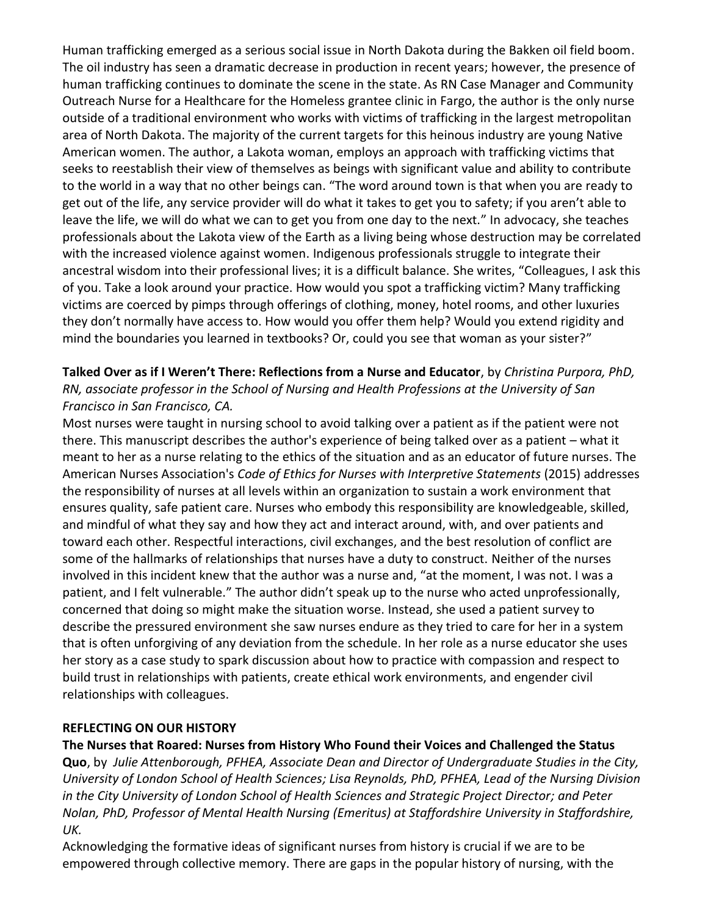Human trafficking emerged as a serious social issue in North Dakota during the Bakken oil field boom. The oil industry has seen a dramatic decrease in production in recent years; however, the presence of human trafficking continues to dominate the scene in the state. As RN Case Manager and Community Outreach Nurse for a Healthcare for the Homeless grantee clinic in Fargo, the author is the only nurse outside of a traditional environment who works with victims of trafficking in the largest metropolitan area of North Dakota. The majority of the current targets for this heinous industry are young Native American women. The author, a Lakota woman, employs an approach with trafficking victims that seeks to reestablish their view of themselves as beings with significant value and ability to contribute to the world in a way that no other beings can. "The word around town is that when you are ready to get out of the life, any service provider will do what it takes to get you to safety; if you aren't able to leave the life, we will do what we can to get you from one day to the next." In advocacy, she teaches professionals about the Lakota view of the Earth as a living being whose destruction may be correlated with the increased violence against women. Indigenous professionals struggle to integrate their ancestral wisdom into their professional lives; it is a difficult balance. She writes, "Colleagues, I ask this of you. Take a look around your practice. How would you spot a trafficking victim? Many trafficking victims are coerced by pimps through offerings of clothing, money, hotel rooms, and other luxuries they don't normally have access to. How would you offer them help? Would you extend rigidity and mind the boundaries you learned in textbooks? Or, could you see that woman as your sister?"

**Talked Over as if I Weren't There: Reflections from a Nurse and Educator**, by *Christina Purpora, PhD, RN, associate professor in the School of Nursing and Health Professions at the University of San Francisco in San Francisco, CA.*

Most nurses were taught in nursing school to avoid talking over a patient as if the patient were not there. This manuscript describes the author's experience of being talked over as a patient – what it meant to her as a nurse relating to the ethics of the situation and as an educator of future nurses. The American Nurses Association's *Code of Ethics for Nurses with Interpretive Statements* (2015) addresses the responsibility of nurses at all levels within an organization to sustain a work environment that ensures quality, safe patient care. Nurses who embody this responsibility are knowledgeable, skilled, and mindful of what they say and how they act and interact around, with, and over patients and toward each other. Respectful interactions, civil exchanges, and the best resolution of conflict are some of the hallmarks of relationships that nurses have a duty to construct. Neither of the nurses involved in this incident knew that the author was a nurse and, "at the moment, I was not. I was a patient, and I felt vulnerable." The author didn't speak up to the nurse who acted unprofessionally, concerned that doing so might make the situation worse. Instead, she used a patient survey to describe the pressured environment she saw nurses endure as they tried to care for her in a system that is often unforgiving of any deviation from the schedule. In her role as a nurse educator she uses her story as a case study to spark discussion about how to practice with compassion and respect to build trust in relationships with patients, create ethical work environments, and engender civil relationships with colleagues.

## REFLECTING ON OUR HISTORY

**The Nurses that Roared: Nurses from History Who Found their Voices and Challenged the Status Quo**, by *Julie Attenborough, PFHEA, Associate Dean and Director of Undergraduate Studies in the City, University of London School of Health Sciences; Lisa Reynolds, PhD, PFHEA, Lead of the Nursing Division in the City University of London School of Health Sciences and Strategic Project Director; and Peter Nolan, PhD, Professor of Mental Health Nursing (Emeritus) at Staffordshire University in Staffordshire, UK.*

Acknowledging the formative ideas of significant nurses from history is crucial if we are to be empowered through collective memory. There are gaps in the popular history of nursing, with the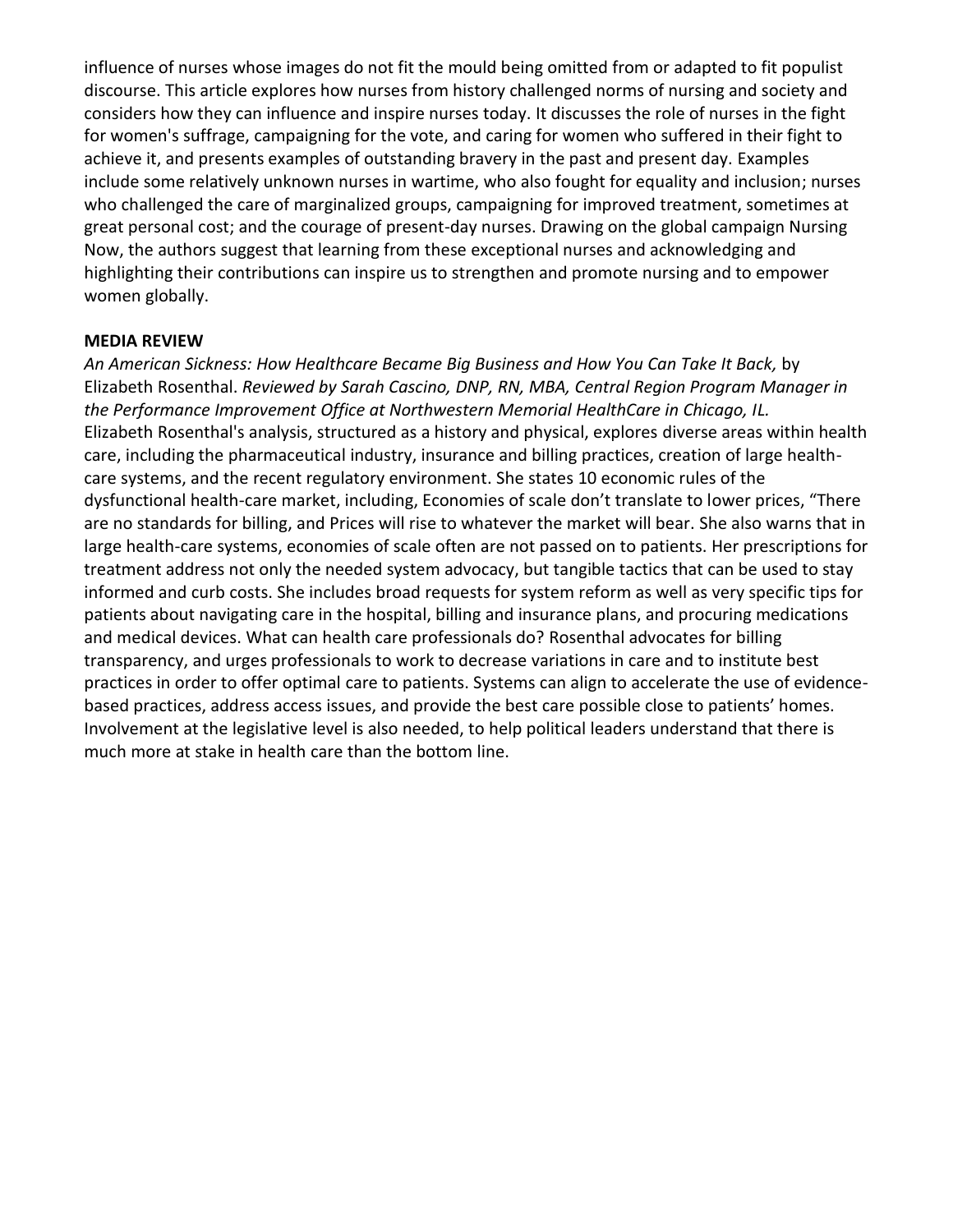influence of nurses whose images do not fit the mould being omitted from or adapted to fit populist discourse. This article explores how nurses from history challenged norms of nursing and society and considers how they can influence and inspire nurses today. It discusses the role of nurses in the fight for women's suffrage, campaigning for the vote, and caring for women who suffered in their fight to achieve it, and presents examples of outstanding bravery in the past and present day. Examples include some relatively unknown nurses in wartime, who also fought for equality and inclusion; nurses who challenged the care of marginalized groups, campaigning for improved treatment, sometimes at great personal cost; and the courage of present-day nurses. Drawing on the global campaign Nursing Now, the authors suggest that learning from these exceptional nurses and acknowledging and highlighting their contributions can inspire us to strengthen and promote nursing and to empower women globally.

**MEDIA REVIEW**

*An American Sickness: How Healthcare Became Big Business and How You Can Take It Back,* by Elizabeth Rosenthal. *Reviewed by Sarah Cascino, DNP, RN, MBA, Central Region Program Manager in the Performance Improvement Office at Northwestern Memorial HealthCare in Chicago, IL.*
Elizabeth Rosenthal's analysis, structured as a history and physical, explores diverse areas within health care, including the pharmaceutical industry, insurance and billing practices, creation of large health-care systems, and the recent regulatory environment. She states 10 economic rules of the dysfunctional health-care market, including, Economies of scale don't translate to lower prices, "There are no standards for billing, and Prices will rise to whatever the market will bear. She also warns that in large health-care systems, economies of scale often are not passed on to patients. Her prescriptions for treatment address not only the needed system advocacy, but tangible tactics that can be used to stay informed and curb costs. She includes broad requests for system reform as well as very specific tips for patients about navigating care in the hospital, billing and insurance plans, and procuring medications and medical devices. What can health care professionals do? Rosenthal advocates for billing transparency, and urges professionals to work to decrease variations in care and to institute best practices in order to offer optimal care to patients. Systems can align to accelerate the use of evidence-based practices, address access issues, and provide the best care possible close to patients' homes. Involvement at the legislative level is also needed, to help political leaders understand that there is much more at stake in health care than the bottom line.